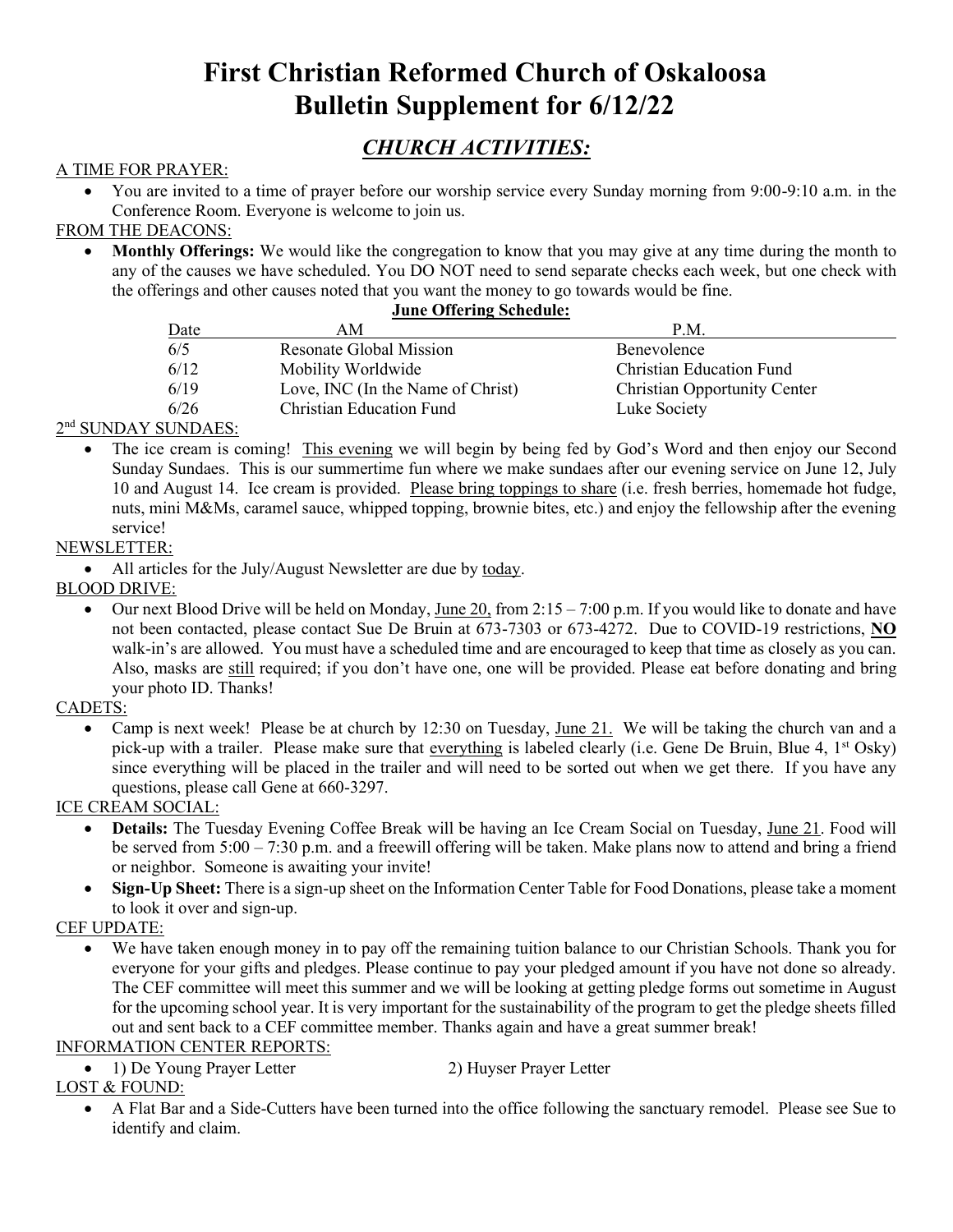# First Christian Reformed Church of Oskaloosa
# Bulletin Supplement for 6/12/22

## *CHURCH ACTIVITIES:*

A TIME FOR PRAYER:

- You are invited to a time of prayer before our worship service every Sunday morning from 9:00-9:10 a.m. in the Conference Room. Everyone is welcome to join us.

FROM THE DEACONS:

- **Monthly Offerings:** We would like the congregation to know that you may give at any time during the month to any of the causes we have scheduled. You DO NOT need to send separate checks each week, but one check with the offerings and other causes noted that you want the money to go towards would be fine.

**June Offering Schedule:**

| Date | AM | P.M. |
|---|---|---|
| 6/5 | Resonate Global Mission | Benevolence |
| 6/12 | Mobility Worldwide | Christian Education Fund |
| 6/19 | Love, INC (In the Name of Christ) | Christian Opportunity Center |
| 6/26 | Christian Education Fund | Luke Society |

2nd SUNDAY SUNDAES:

- The ice cream is coming! This evening we will begin by being fed by God's Word and then enjoy our Second Sunday Sundaes. This is our summertime fun where we make sundaes after our evening service on June 12, July 10 and August 14. Ice cream is provided. Please bring toppings to share (i.e. fresh berries, homemade hot fudge, nuts, mini M&Ms, caramel sauce, whipped topping, brownie bites, etc.) and enjoy the fellowship after the evening service!

NEWSLETTER:

- All articles for the July/August Newsletter are due by today.

BLOOD DRIVE:

- Our next Blood Drive will be held on Monday, June 20, from 2:15 – 7:00 p.m. If you would like to donate and have not been contacted, please contact Sue De Bruin at 673-7303 or 673-4272. Due to COVID-19 restrictions, **NO** walk-in's are allowed. You must have a scheduled time and are encouraged to keep that time as closely as you can. Also, masks are still required; if you don't have one, one will be provided. Please eat before donating and bring your photo ID. Thanks!

CADETS:

- Camp is next week! Please be at church by 12:30 on Tuesday, June 21. We will be taking the church van and a pick-up with a trailer. Please make sure that everything is labeled clearly (i.e. Gene De Bruin, Blue 4, 1st Osky) since everything will be placed in the trailer and will need to be sorted out when we get there. If you have any questions, please call Gene at 660-3297.

ICE CREAM SOCIAL:

- **Details:** The Tuesday Evening Coffee Break will be having an Ice Cream Social on Tuesday, June 21. Food will be served from 5:00 – 7:30 p.m. and a freewill offering will be taken. Make plans now to attend and bring a friend or neighbor. Someone is awaiting your invite!
- **Sign-Up Sheet:** There is a sign-up sheet on the Information Center Table for Food Donations, please take a moment to look it over and sign-up.

CEF UPDATE:

- We have taken enough money in to pay off the remaining tuition balance to our Christian Schools. Thank you for everyone for your gifts and pledges. Please continue to pay your pledged amount if you have not done so already. The CEF committee will meet this summer and we will be looking at getting pledge forms out sometime in August for the upcoming school year. It is very important for the sustainability of the program to get the pledge sheets filled out and sent back to a CEF committee member. Thanks again and have a great summer break!

INFORMATION CENTER REPORTS:

- 1) De Young Prayer Letter 2) Huyser Prayer Letter

LOST & FOUND:

- A Flat Bar and a Side-Cutters have been turned into the office following the sanctuary remodel. Please see Sue to identify and claim.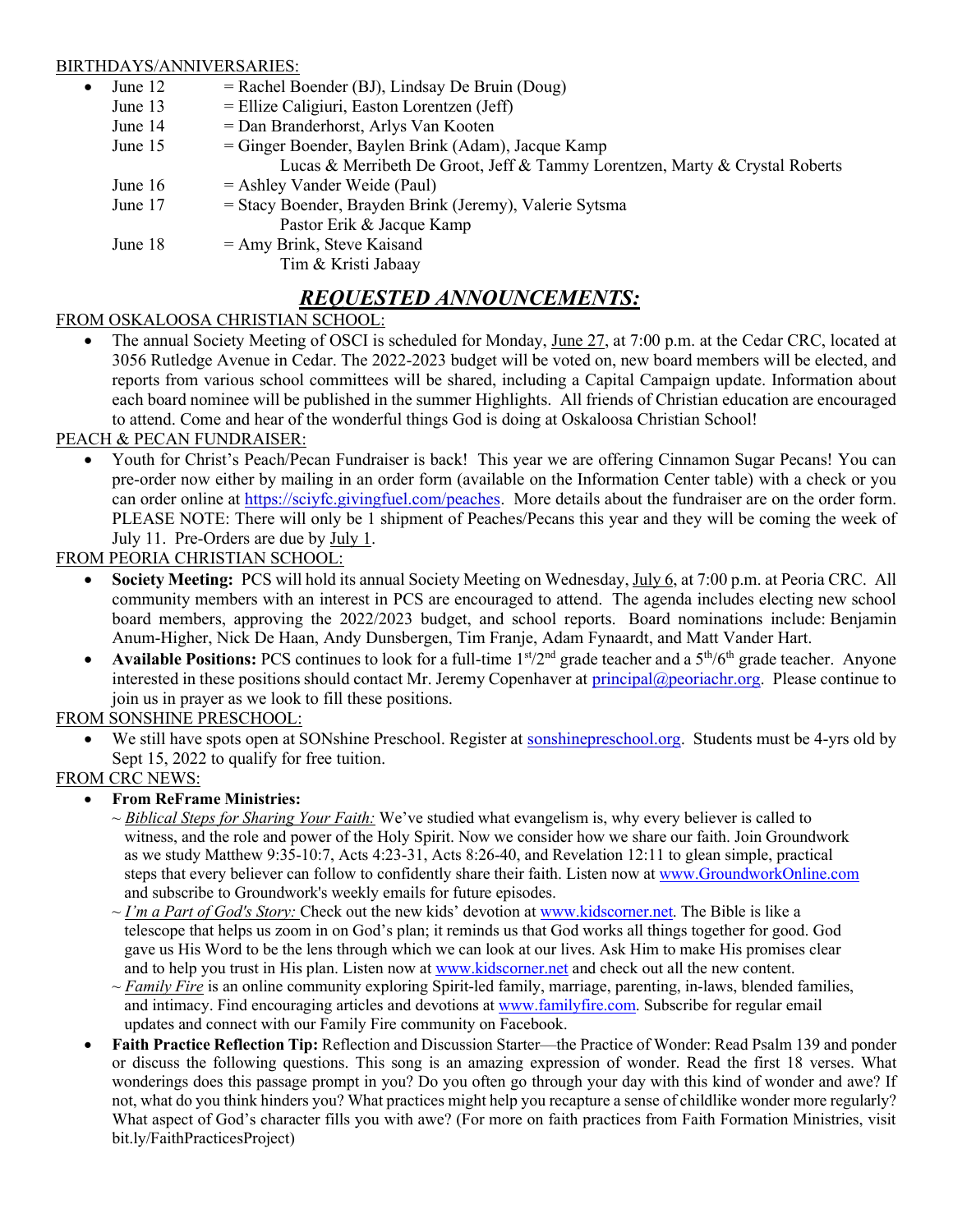BIRTHDAYS/ANNIVERSARIES:

- June 12 = Rachel Boender (BJ), Lindsay De Bruin (Doug)
  June 13 = Ellize Caligiuri, Easton Lorentzen (Jeff)
  June 14 = Dan Branderhorst, Arlys Van Kooten
  June 15 = Ginger Boender, Baylen Brink (Adam), Jacque Kamp
  Lucas & Merribeth De Groot, Jeff & Tammy Lorentzen, Marty & Crystal Roberts
  June 16 = Ashley Vander Weide (Paul)
  June 17 = Stacy Boender, Brayden Brink (Jeremy), Valerie Sytsma
  Pastor Erik & Jacque Kamp
  June 18 = Amy Brink, Steve Kaisand
  Tim & Kristi Jabaay

# *REQUESTED ANNOUNCEMENTS:*

FROM OSKALOOSA CHRISTIAN SCHOOL:

- The annual Society Meeting of OSCI is scheduled for Monday, June 27, at 7:00 p.m. at the Cedar CRC, located at 3056 Rutledge Avenue in Cedar. The 2022-2023 budget will be voted on, new board members will be elected, and reports from various school committees will be shared, including a Capital Campaign update. Information about each board nominee will be published in the summer Highlights. All friends of Christian education are encouraged to attend. Come and hear of the wonderful things God is doing at Oskaloosa Christian School!

PEACH & PECAN FUNDRAISER:

- Youth for Christ's Peach/Pecan Fundraiser is back! This year we are offering Cinnamon Sugar Pecans! You can pre-order now either by mailing in an order form (available on the Information Center table) with a check or you can order online at https://sciyfc.givingfuel.com/peaches. More details about the fundraiser are on the order form. PLEASE NOTE: There will only be 1 shipment of Peaches/Pecans this year and they will be coming the week of July 11. Pre-Orders are due by July 1.

FROM PEORIA CHRISTIAN SCHOOL:

- **Society Meeting:** PCS will hold its annual Society Meeting on Wednesday, July 6, at 7:00 p.m. at Peoria CRC. All community members with an interest in PCS are encouraged to attend. The agenda includes electing new school board members, approving the 2022/2023 budget, and school reports. Board nominations include: Benjamin Anum-Higher, Nick De Haan, Andy Dunsbergen, Tim Franje, Adam Fynaardt, and Matt Vander Hart.
- **Available Positions:** PCS continues to look for a full-time 1st/2nd grade teacher and a 5th/6th grade teacher. Anyone interested in these positions should contact Mr. Jeremy Copenhaver at principal@peoriachr.org. Please continue to join us in prayer as we look to fill these positions.

FROM SONSHINE PRESCHOOL:

- We still have spots open at SONshine Preschool. Register at sonshinepreschool.org. Students must be 4-yrs old by Sept 15, 2022 to qualify for free tuition.

FROM CRC NEWS:

- **From ReFrame Ministries:**
  ~ *Biblical Steps for Sharing Your Faith:* We've studied what evangelism is, why every believer is called to witness, and the role and power of the Holy Spirit. Now we consider how we share our faith. Join Groundwork as we study Matthew 9:35-10:7, Acts 4:23-31, Acts 8:26-40, and Revelation 12:11 to glean simple, practical steps that every believer can follow to confidently share their faith. Listen now at www.GroundworkOnline.com and subscribe to Groundwork's weekly emails for future episodes.
  ~ *I'm a Part of God's Story:* Check out the new kids' devotion at www.kidscorner.net. The Bible is like a telescope that helps us zoom in on God's plan; it reminds us that God works all things together for good. God gave us His Word to be the lens through which we can look at our lives. Ask Him to make His promises clear and to help you trust in His plan. Listen now at www.kidscorner.net and check out all the new content.
  ~ *Family Fire* is an online community exploring Spirit-led family, marriage, parenting, in-laws, blended families, and intimacy. Find encouraging articles and devotions at www.familyfire.com. Subscribe for regular email updates and connect with our Family Fire community on Facebook.
- **Faith Practice Reflection Tip:** Reflection and Discussion Starter—the Practice of Wonder: Read Psalm 139 and ponder or discuss the following questions. This song is an amazing expression of wonder. Read the first 18 verses. What wonderings does this passage prompt in you? Do you often go through your day with this kind of wonder and awe? If not, what do you think hinders you? What practices might help you recapture a sense of childlike wonder more regularly? What aspect of God's character fills you with awe? (For more on faith practices from Faith Formation Ministries, visit bit.ly/FaithPracticesProject)